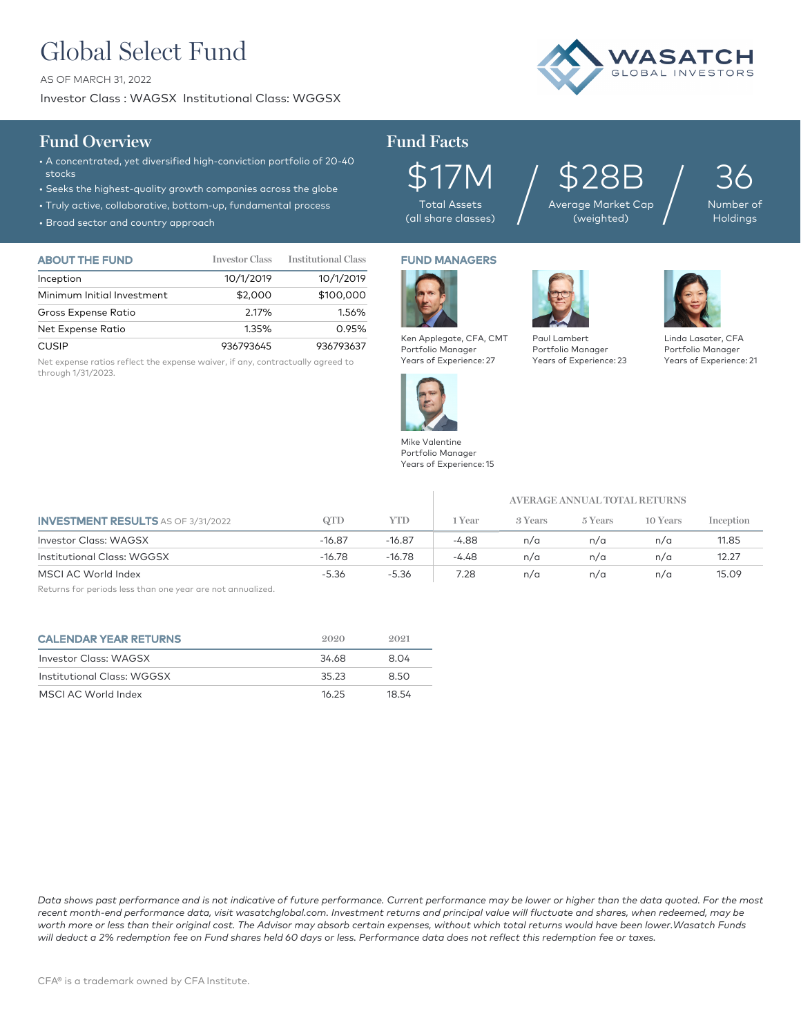# Global Select Fund

AS OF MARCH 31, 2022

Investor Class : WAGSX  Institutional Class: WGGSX

WASATCH GLOBAL INVESTORS

## Fund Overview

- A concentrated, yet diversified high-conviction portfolio of 20-40 stocks
- Seeks the highest-quality growth companies across the globe
- Truly active, collaborative, bottom-up, fundamental process
- Broad sector and country approach

## Fund Facts

| $17M | $28B | 36 |
|---|---|---|
| Total Assets (all share classes) | Average Market Cap (weighted) | Number of Holdings |

| ABOUT THE FUND | Investor Class | Institutional Class |
|---|---|---|
| Inception | 10/1/2019 | 10/1/2019 |
| Minimum Initial Investment | $2,000 | $100,000 |
| Gross Expense Ratio | 2.17% | 1.56% |
| Net Expense Ratio | 1.35% | 0.95% |
| CUSIP | 936793645 | 936793637 |

Net expense ratios reflect the expense waiver, if any, contractually agreed to through 1/31/2023.

## FUND MANAGERS

Ken Applegate, CFA, CMT
Portfolio Manager
Years of Experience: 27

Paul Lambert
Portfolio Manager
Years of Experience: 23

Linda Lasater, CFA
Portfolio Manager
Years of Experience: 21

Mike Valentine
Portfolio Manager
Years of Experience: 15

| INVESTMENT RESULTS AS OF 3/31/2022 | QTD | YTD | AVERAGE ANNUAL TOTAL RETURNS 1 Year | 3 Years | 5 Years | 10 Years | Inception |
|---|---|---|---|---|---|---|---|
| Investor Class: WAGSX | -16.87 | -16.87 | -4.88 | n/a | n/a | n/a | 11.85 |
| Institutional Class: WGGSX | -16.78 | -16.78 | -4.48 | n/a | n/a | n/a | 12.27 |
| MSCI AC World Index | -5.36 | -5.36 | 7.28 | n/a | n/a | n/a | 15.09 |

Returns for periods less than one year are not annualized.

| CALENDAR YEAR RETURNS | 2020 | 2021 |
|---|---|---|
| Investor Class: WAGSX | 34.68 | 8.04 |
| Institutional Class: WGGSX | 35.23 | 8.50 |
| MSCI AC World Index | 16.25 | 18.54 |

*Data shows past performance and is not indicative of future performance. Current performance may be lower or higher than the data quoted. For the most recent month-end performance data, visit wasatchglobal.com. Investment returns and principal value will fluctuate and shares, when redeemed, may be worth more or less than their original cost. The Advisor may absorb certain expenses, without which total returns would have been lower.Wasatch Funds will deduct a 2% redemption fee on Fund shares held 60 days or less. Performance data does not reflect this redemption fee or taxes.*

CFA® is a trademark owned by CFA Institute.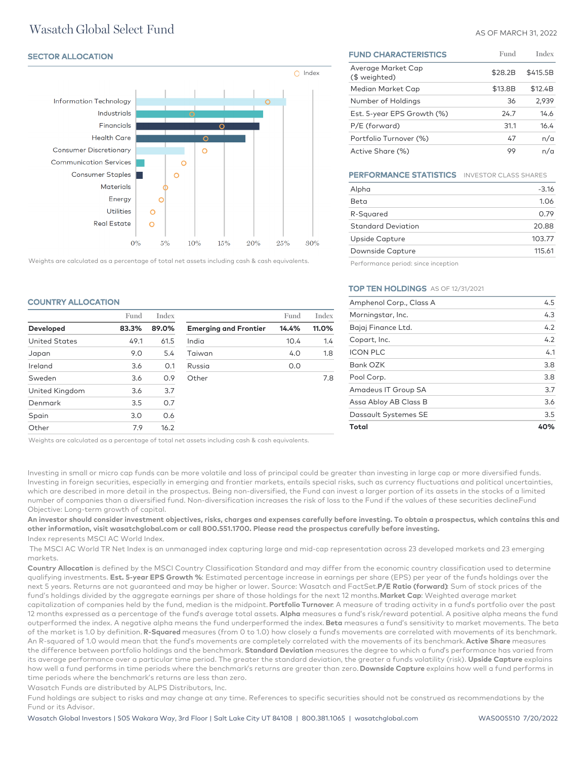# Wasatch Global Select Fund

AS OF MARCH 31, 2022

## SECTOR ALLOCATION

Index

Information Technology
Industrials
Financials
Health Care
Consumer Discretionary
Communication Services
Consumer Staples
Materials
Energy
Utilities
Real Estate

0% 5% 10% 15% 20% 25% 30%

Weights are calculated as a percentage of total net assets including cash & cash equivalents.

## FUND CHARACTERISTICS

| | Fund | Index |
|---|---|---|
| Average Market Cap ($ weighted) | $28.2B | $415.5B |
| Median Market Cap | $13.8B | $12.4B |
| Number of Holdings | 36 | 2,939 |
| Est. 5-year EPS Growth (%) | 24.7 | 14.6 |
| P/E (forward) | 31.1 | 16.4 |
| Portfolio Turnover (%) | 47 | n/a |
| Active Share (%) | 99 | n/a |

## PERFORMANCE STATISTICS INVESTOR CLASS SHARES

| | |
|---|---|
| Alpha | -3.16 |
| Beta | 1.06 |
| R-Squared | 0.79 |
| Standard Deviation | 20.88 |
| Upside Capture | 103.77 |
| Downside Capture | 115.61 |

Performance period: since inception

## COUNTRY ALLOCATION

| | Fund | Index |
|---|---|---|
| **Developed** | **83.3%** | **89.0%** |
| United States | 49.1 | 61.5 |
| Japan | 9.0 | 5.4 |
| Ireland | 3.6 | 0.1 |
| Sweden | 3.6 | 0.9 |
| United Kingdom | 3.6 | 3.7 |
| Denmark | 3.5 | 0.7 |
| Spain | 3.0 | 0.6 |
| Other | 7.9 | 16.2 |

| | Fund | Index |
|---|---|---|
| **Emerging and Frontier** | **14.4%** | **11.0%** |
| India | 10.4 | 1.4 |
| Taiwan | 4.0 | 1.8 |
| Russia | 0.0 | |
| Other | | 7.8 |

Weights are calculated as a percentage of total net assets including cash & cash equivalents.

## TOP TEN HOLDINGS AS OF 12/31/2021

| | |
|---|---|
| Amphenol Corp., Class A | 4.5 |
| Morningstar, Inc. | 4.3 |
| Bajaj Finance Ltd. | 4.2 |
| Copart, Inc. | 4.2 |
| ICON PLC | 4.1 |
| Bank OZK | 3.8 |
| Pool Corp. | 3.8 |
| Amadeus IT Group SA | 3.7 |
| Assa Abloy AB Class B | 3.6 |
| Dassault Systemes SE | 3.5 |
| **Total** | **40%** |

Investing in small or micro cap funds can be more volatile and loss of principal could be greater than investing in large cap or more diversified funds. Investing in foreign securities, especially in emerging and frontier markets, entails special risks, such as currency fluctuations and political uncertainties, which are described in more detail in the prospectus. Being non-diversified, the Fund can invest a larger portion of its assets in the stocks of a limited number of companies than a diversified fund. Non-diversification increases the risk of loss to the Fund if the values of these securities declineFund Objective: Long-term growth of capital.

**An investor should consider investment objectives, risks, charges and expenses carefully before investing. To obtain a prospectus, which contains this and other information, visit wasatchglobal.com or call 800.551.1700. Please read the prospectus carefully before investing.**

Index represents MSCI AC World Index.

The MSCI AC World TR Net Index is an unmanaged index capturing large and mid-cap representation across 23 developed markets and 23 emerging markets.

**Country Allocation** is defined by the MSCI Country Classification Standard and may differ from the economic country classification used to determine qualifying investments. **Est. 5-year EPS Growth %**: Estimated percentage increase in earnings per share (EPS) per year of the fund's holdings over the next 5 years. Returns are not guaranteed and may be higher or lower. Source: Wasatch and FactSet. **P/E Ratio (forward)**: Sum of stock prices of the fund's holdings divided by the aggregate earnings per share of those holdings for the next 12 months. **Market Cap**: Weighted average market capitalization of companies held by the fund, median is the midpoint. **Portfolio Turnover**: A measure of trading activity in a fund's portfolio over the past 12 months expressed as a percentage of the fund's average total assets. **Alpha** measures a fund's risk/reward potential. A positive alpha means the fund outperformed the index. A negative alpha means the fund underperformed the index. **Beta** measures a fund's sensitivity to market movements. The beta of the market is 1.0 by definition. **R-Squared** measures (from 0 to 1.0) how closely a fund's movements are correlated with movements of its benchmark. An R-squared of 1.0 would mean that the fund's movements are completely correlated with the movements of its benchmark. **Active Share** measures the difference between portfolio holdings and the benchmark. **Standard Deviation** measures the degree to which a fund's performance has varied from its average performance over a particular time period. The greater the standard deviation, the greater a funds volatility (risk). **Upside Capture** explains how well a fund performs in time periods where the benchmark's returns are greater than zero. **Downside Capture** explains how well a fund performs in time periods where the benchmark's returns are less than zero.

Wasatch Funds are distributed by ALPS Distributors, Inc.

Fund holdings are subject to risks and may change at any time. References to specific securities should not be construed as recommendations by the Fund or its Advisor.

Wasatch Global Investors | 505 Wakara Way, 3rd Floor | Salt Lake City UT 84108 | 800.381.1065 | wasatchglobal.com WAS005510 7/20/2022